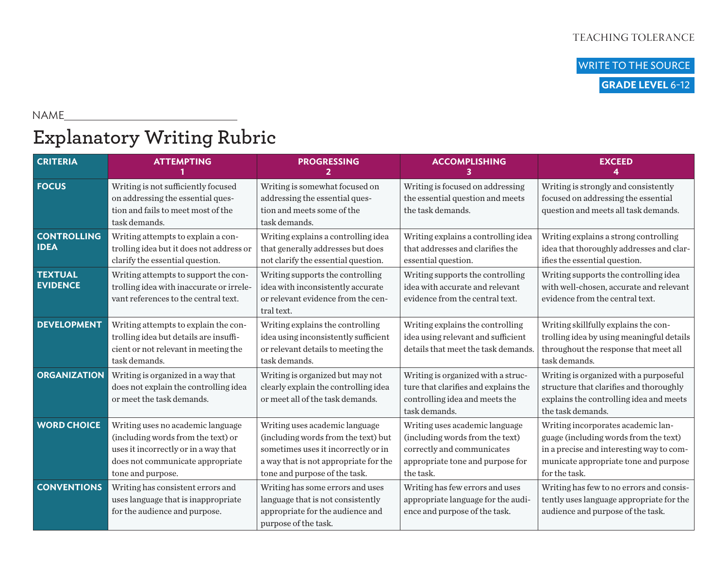TEACHING TOLERANCE

WRITE TO THE SOURCE

**GRADE LEVEL** 6-12

NAME________________________________

# Explanatory Writing Rubric

| CRITERIA | ATTEMPTING 1 | PROGRESSING 2 | ACCOMPLISHING 3 | EXCEED 4 |
|---|---|---|---|---|
| **FOCUS** | Writing is not sufficiently focused on addressing the essential question and fails to meet most of the task demands. | Writing is somewhat focused on addressing the essential question and meets some of the task demands. | Writing is focused on addressing the essential question and meets the task demands. | Writing is strongly and consistently focused on addressing the essential question and meets all task demands. |
| **CONTROLLING IDEA** | Writing attempts to explain a controlling idea but it does not address or clarify the essential question. | Writing explains a controlling idea that generally addresses but does not clarify the essential question. | Writing explains a controlling idea that addresses and clarifies the essential question. | Writing explains a strong controlling idea that thoroughly addresses and clarifies the essential question. |
| **TEXTUAL EVIDENCE** | Writing attempts to support the controlling idea with inaccurate or irrelevant references to the central text. | Writing supports the controlling idea with inconsistently accurate or relevant evidence from the central text. | Writing supports the controlling idea with accurate and relevant evidence from the central text. | Writing supports the controlling idea with well-chosen, accurate and relevant evidence from the central text. |
| **DEVELOPMENT** | Writing attempts to explain the controlling idea but details are insufficient or not relevant in meeting the task demands. | Writing explains the controlling idea using inconsistently sufficient or relevant details to meeting the task demands. | Writing explains the controlling idea using relevant and sufficient details that meet the task demands. | Writing skillfully explains the controlling idea by using meaningful details throughout the response that meet all task demands. |
| **ORGANIZATION** | Writing is organized in a way that does not explain the controlling idea or meet the task demands. | Writing is organized but may not clearly explain the controlling idea or meet all of the task demands. | Writing is organized with a structure that clarifies and explains the controlling idea and meets the task demands. | Writing is organized with a purposeful structure that clarifies and thoroughly explains the controlling idea and meets the task demands. |
| **WORD CHOICE** | Writing uses no academic language (including words from the text) or uses it incorrectly or in a way that does not communicate appropriate tone and purpose. | Writing uses academic language (including words from the text) but sometimes uses it incorrectly or in a way that is not appropriate for the tone and purpose of the task. | Writing uses academic language (including words from the text) correctly and communicates appropriate tone and purpose for the task. | Writing incorporates academic language (including words from the text) in a precise and interesting way to communicate appropriate tone and purpose for the task. |
| **CONVENTIONS** | Writing has consistent errors and uses language that is inappropriate for the audience and purpose. | Writing has some errors and uses language that is not consistently appropriate for the audience and purpose of the task. | Writing has few errors and uses appropriate language for the audience and purpose of the task. | Writing has few to no errors and consistently uses language appropriate for the audience and purpose of the task. |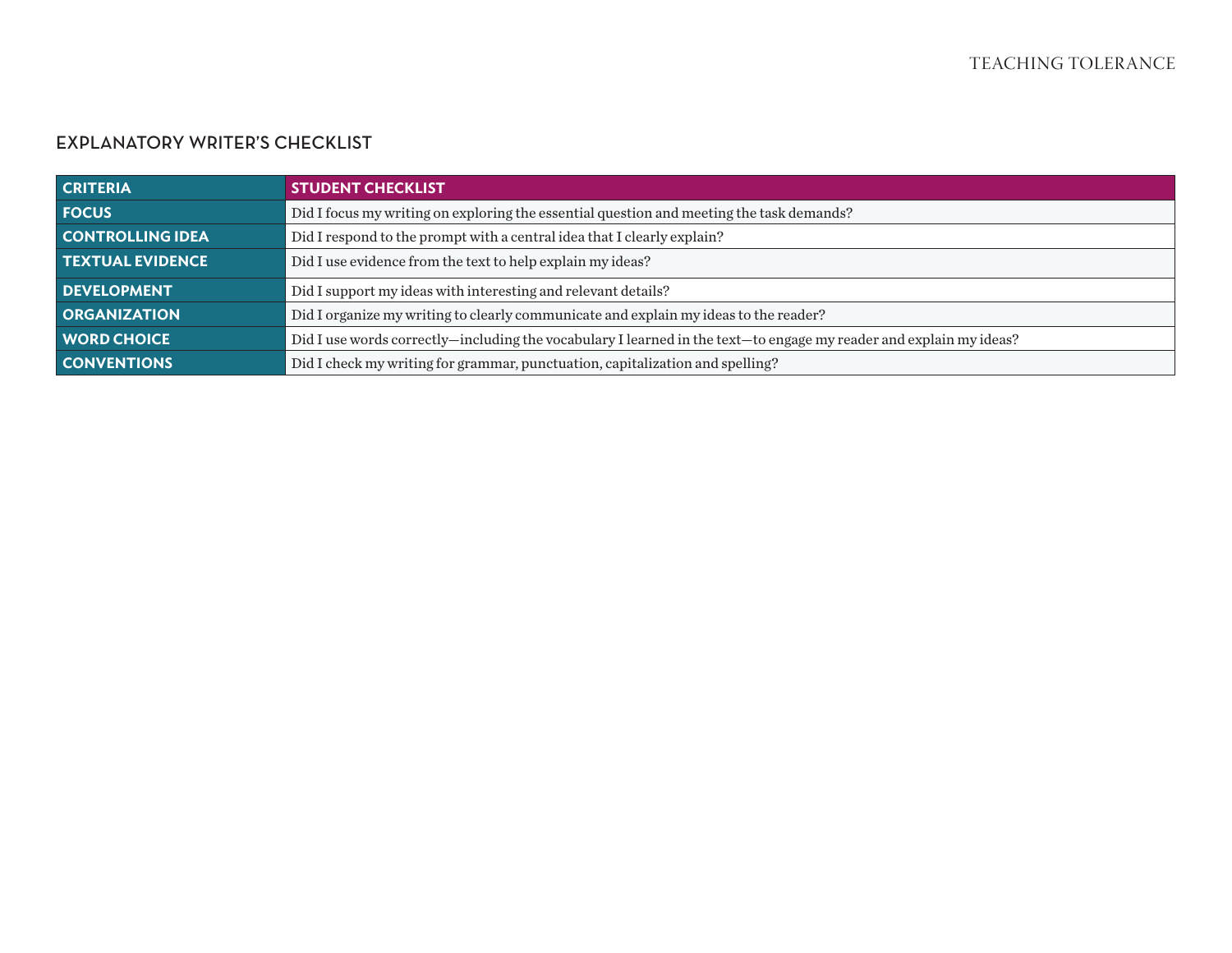## EXPLANATORY WRITER'S CHECKLIST

| CRITERIA | STUDENT CHECKLIST |
|---|---|
| **FOCUS** | Did I focus my writing on exploring the essential question and meeting the task demands? |
| **CONTROLLING IDEA** | Did I respond to the prompt with a central idea that I clearly explain? |
| **TEXTUAL EVIDENCE** | Did I use evidence from the text to help explain my ideas? |
| **DEVELOPMENT** | Did I support my ideas with interesting and relevant details? |
| **ORGANIZATION** | Did I organize my writing to clearly communicate and explain my ideas to the reader? |
| **WORD CHOICE** | Did I use words correctly—including the vocabulary I learned in the text—to engage my reader and explain my ideas? |
| **CONVENTIONS** | Did I check my writing for grammar, punctuation, capitalization and spelling? |